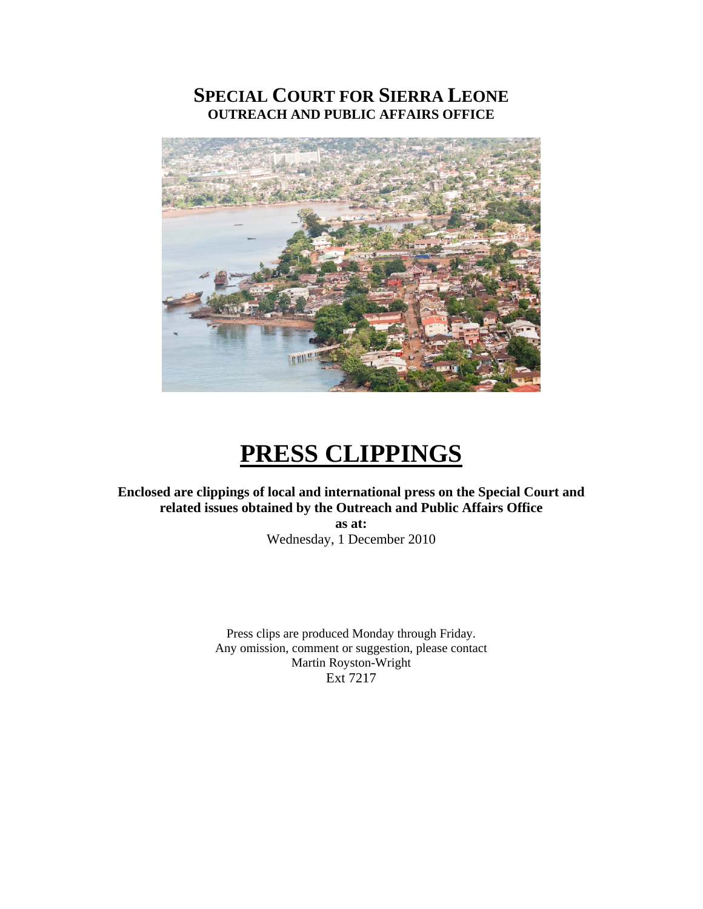# SPECIAL COURT FOR SIERRA LEONE
**OUTREACH AND PUBLIC AFFAIRS OFFICE**

# PRESS CLIPPINGS

**Enclosed are clippings of local and international press on the Special Court and related issues obtained by the Outreach and Public Affairs Office**

**as at:**

Wednesday, 1 December 2010

Press clips are produced Monday through Friday.
Any omission, comment or suggestion, please contact
Martin Royston-Wright
Ext 7217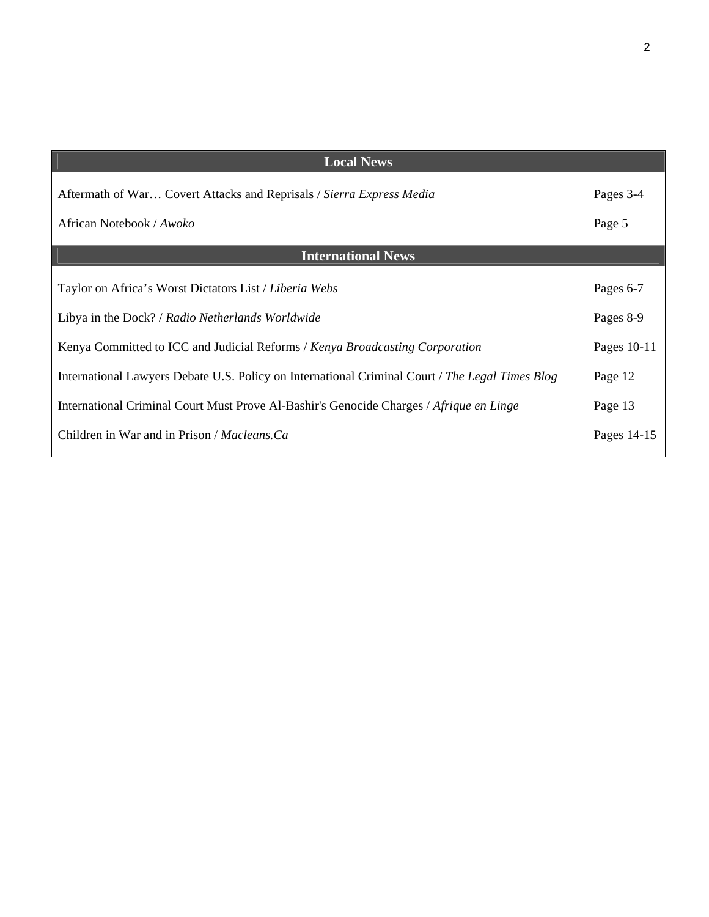| Local News | |
|---|---|
| Aftermath of War… Covert Attacks and Reprisals / *Sierra Express Media* | Pages 3-4 |
| African Notebook / *Awoko* | Page 5 |

| International News | |
|---|---|
| Taylor on Africa's Worst Dictators List / *Liberia Webs* | Pages 6-7 |
| Libya in the Dock? / *Radio Netherlands Worldwide* | Pages 8-9 |
| Kenya Committed to ICC and Judicial Reforms / *Kenya Broadcasting Corporation* | Pages 10-11 |
| International Lawyers Debate U.S. Policy on International Criminal Court / *The Legal Times Blog* | Page 12 |
| International Criminal Court Must Prove Al-Bashir's Genocide Charges / *Afrique en Linge* | Page 13 |
| Children in War and in Prison / *Macleans.Ca* | Pages 14-15 |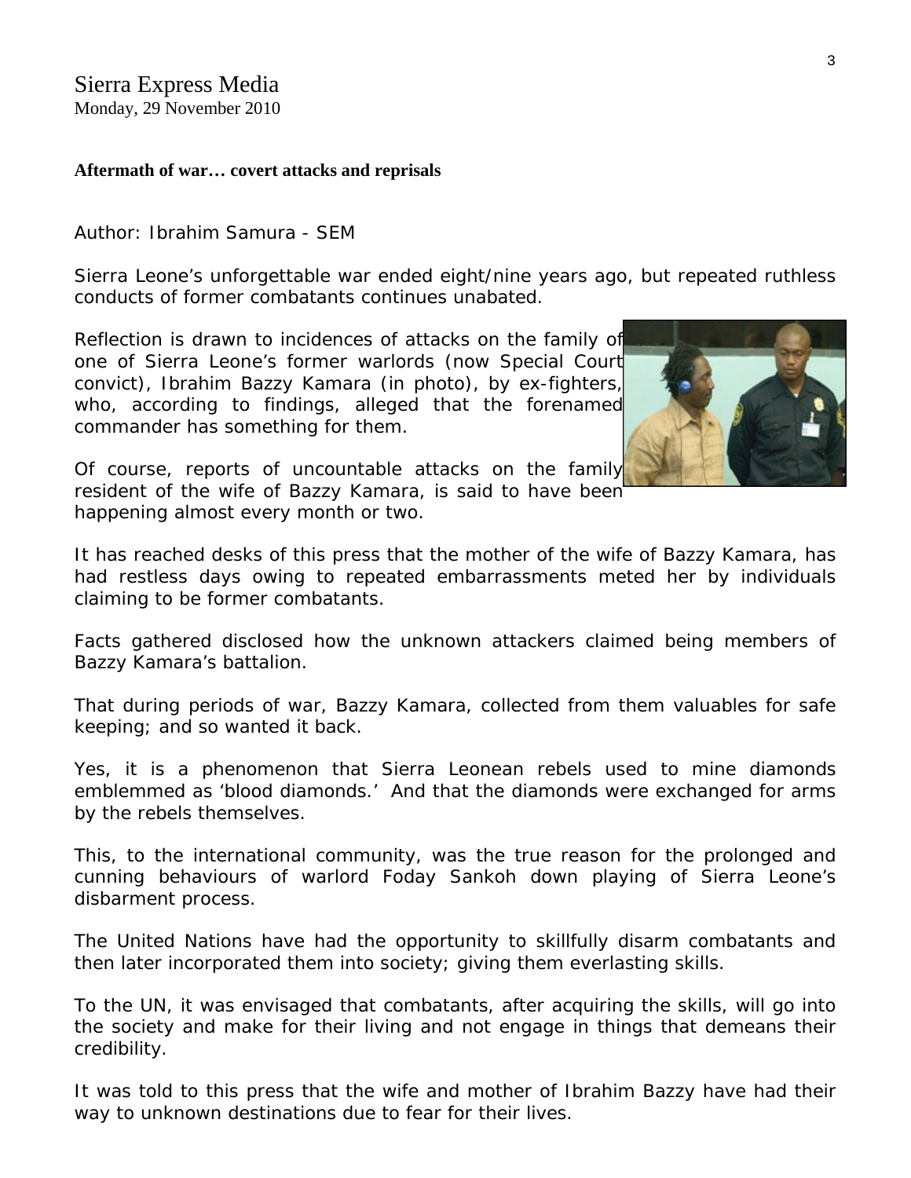Sierra Express Media
Monday, 29 November 2010

**Aftermath of war… covert attacks and reprisals**

Author: Ibrahim Samura - SEM

Sierra Leone's unforgettable war ended eight/nine years ago, but repeated ruthless conducts of former combatants continues unabated.

Reflection is drawn to incidences of attacks on the family of one of Sierra Leone's former warlords (now Special Court convict), Ibrahim Bazzy Kamara (in photo), by ex-fighters, who, according to findings, alleged that the forenamed commander has something for them.

Of course, reports of uncountable attacks on the family resident of the wife of Bazzy Kamara, is said to have been happening almost every month or two.

It has reached desks of this press that the mother of the wife of Bazzy Kamara, has had restless days owing to repeated embarrassments meted her by individuals claiming to be former combatants.

Facts gathered disclosed how the unknown attackers claimed being members of Bazzy Kamara's battalion.

That during periods of war, Bazzy Kamara, collected from them valuables for safe keeping; and so wanted it back.

Yes, it is a phenomenon that Sierra Leonean rebels used to mine diamonds emblemmed as 'blood diamonds.' And that the diamonds were exchanged for arms by the rebels themselves.

This, to the international community, was the true reason for the prolonged and cunning behaviours of warlord Foday Sankoh down playing of Sierra Leone's disbarment process.

The United Nations have had the opportunity to skillfully disarm combatants and then later incorporated them into society; giving them everlasting skills.

To the UN, it was envisaged that combatants, after acquiring the skills, will go into the society and make for their living and not engage in things that demeans their credibility.

It was told to this press that the wife and mother of Ibrahim Bazzy have had their way to unknown destinations due to fear for their lives.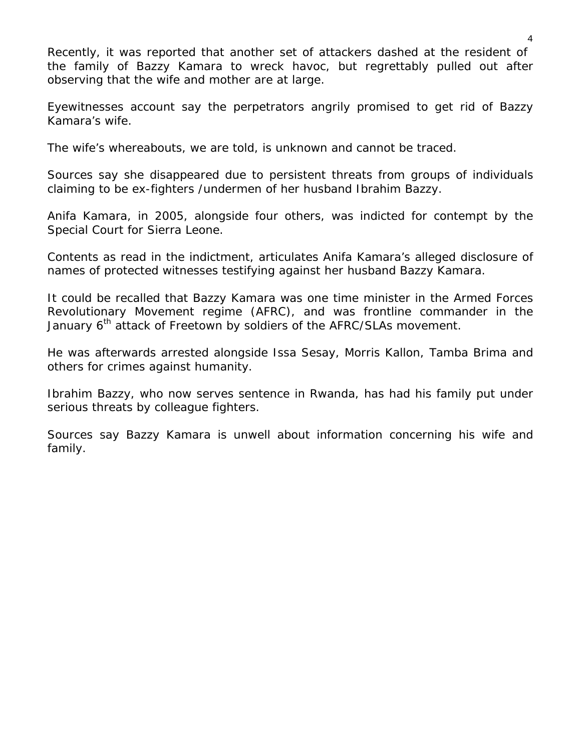Recently, it was reported that another set of attackers dashed at the resident of the family of Bazzy Kamara to wreck havoc, but regrettably pulled out after observing that the wife and mother are at large.

Eyewitnesses account say the perpetrators angrily promised to get rid of Bazzy Kamara's wife.

The wife's whereabouts, we are told, is unknown and cannot be traced.

Sources say she disappeared due to persistent threats from groups of individuals claiming to be ex-fighters /undermen of her husband Ibrahim Bazzy.

Anifa Kamara, in 2005, alongside four others, was indicted for contempt by the Special Court for Sierra Leone.

Contents as read in the indictment, articulates Anifa Kamara's alleged disclosure of names of protected witnesses testifying against her husband Bazzy Kamara.

It could be recalled that Bazzy Kamara was one time minister in the Armed Forces Revolutionary Movement regime (AFRC), and was frontline commander in the January 6th attack of Freetown by soldiers of the AFRC/SLAs movement.

He was afterwards arrested alongside Issa Sesay, Morris Kallon, Tamba Brima and others for crimes against humanity.

Ibrahim Bazzy, who now serves sentence in Rwanda, has had his family put under serious threats by colleague fighters.

Sources say Bazzy Kamara is unwell about information concerning his wife and family.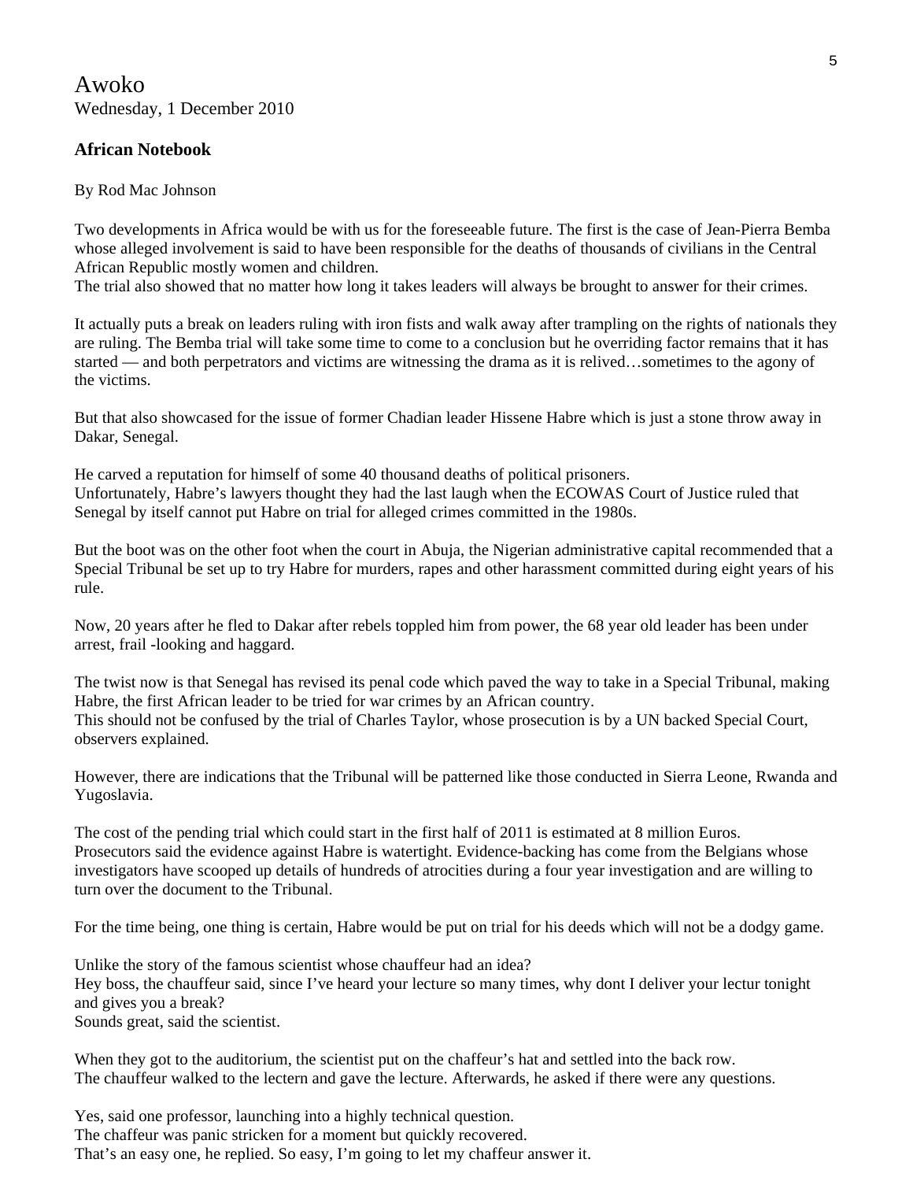# Awoko

Wednesday, 1 December 2010

### African Notebook

By Rod Mac Johnson

Two developments in Africa would be with us for the foreseeable future. The first is the case of Jean-Pierra Bemba whose alleged involvement is said to have been responsible for the deaths of thousands of civilians in the Central African Republic mostly women and children.
The trial also showed that no matter how long it takes leaders will always be brought to answer for their crimes.

It actually puts a break on leaders ruling with iron fists and walk away after trampling on the rights of nationals they are ruling. The Bemba trial will take some time to come to a conclusion but he overriding factor remains that it has started — and both perpetrators and victims are witnessing the drama as it is relived…sometimes to the agony of the victims.

But that also showcased for the issue of former Chadian leader Hissene Habre which is just a stone throw away in Dakar, Senegal.

He carved a reputation for himself of some 40 thousand deaths of political prisoners.
Unfortunately, Habre's lawyers thought they had the last laugh when the ECOWAS Court of Justice ruled that Senegal by itself cannot put Habre on trial for alleged crimes committed in the 1980s.

But the boot was on the other foot when the court in Abuja, the Nigerian administrative capital recommended that a Special Tribunal be set up to try Habre for murders, rapes and other harassment committed during eight years of his rule.

Now, 20 years after he fled to Dakar after rebels toppled him from power, the 68 year old leader has been under arrest, frail -looking and haggard.

The twist now is that Senegal has revised its penal code which paved the way to take in a Special Tribunal, making Habre, the first African leader to be tried for war crimes by an African country.
This should not be confused by the trial of Charles Taylor, whose prosecution is by a UN backed Special Court, observers explained.

However, there are indications that the Tribunal will be patterned like those conducted in Sierra Leone, Rwanda and Yugoslavia.

The cost of the pending trial which could start in the first half of 2011 is estimated at 8 million Euros.
Prosecutors said the evidence against Habre is watertight. Evidence-backing has come from the Belgians whose investigators have scooped up details of hundreds of atrocities during a four year investigation and are willing to turn over the document to the Tribunal.

For the time being, one thing is certain, Habre would be put on trial for his deeds which will not be a dodgy game.

Unlike the story of the famous scientist whose chauffeur had an idea?
Hey boss, the chauffeur said, since I've heard your lecture so many times, why dont I deliver your lectur tonight and gives you a break?
Sounds great, said the scientist.

When they got to the auditorium, the scientist put on the chaffeur's hat and settled into the back row.
The chauffeur walked to the lectern and gave the lecture. Afterwards, he asked if there were any questions.

Yes, said one professor, launching into a highly technical question.
The chaffeur was panic stricken for a moment but quickly recovered.
That's an easy one, he replied. So easy, I'm going to let my chaffeur answer it.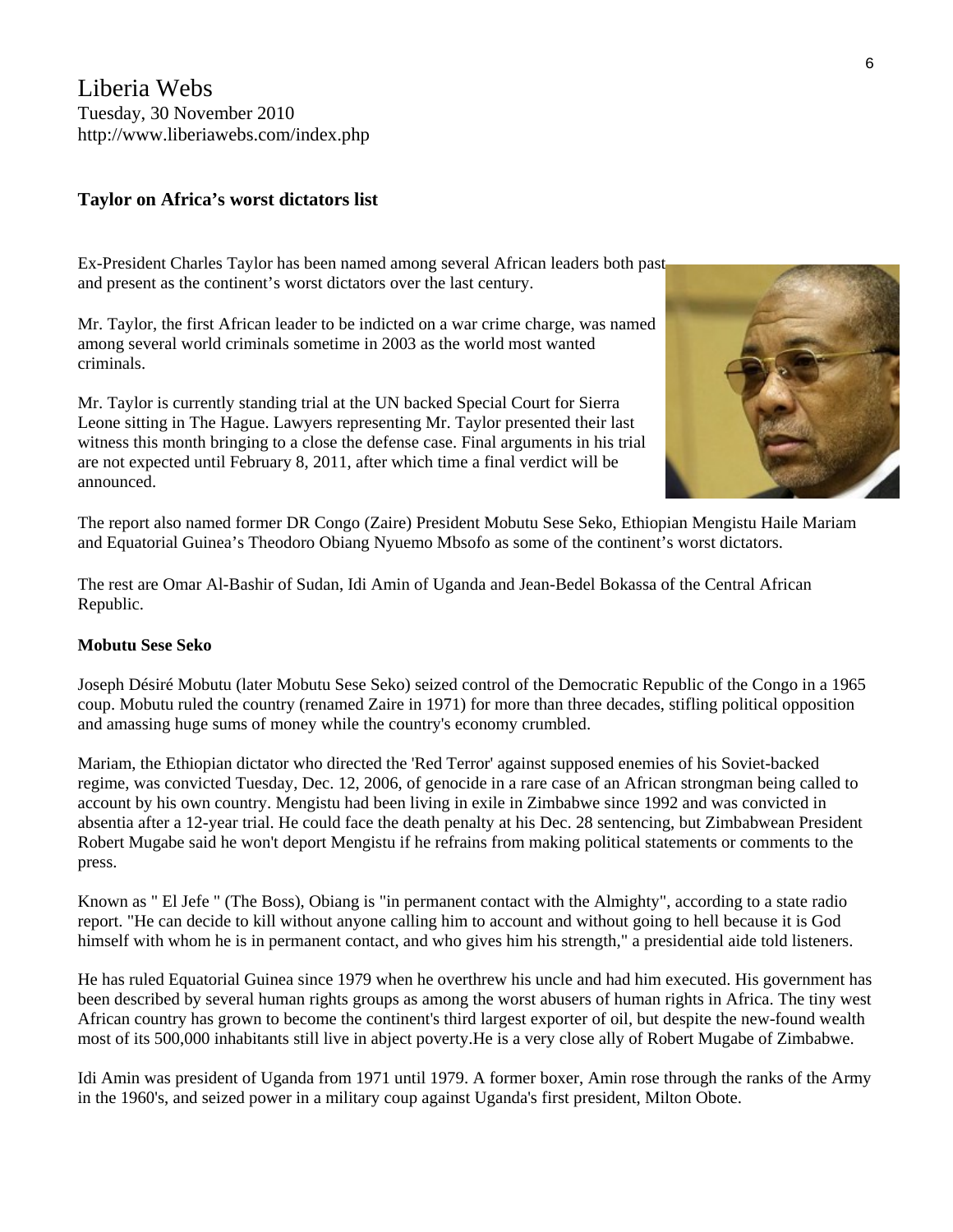Liberia Webs
Tuesday, 30 November 2010
http://www.liberiawebs.com/index.php

## Taylor on Africa's worst dictators list

Ex-President Charles Taylor has been named among several African leaders both past and present as the continent's worst dictators over the last century.

Mr. Taylor, the first African leader to be indicted on a war crime charge, was named among several world criminals sometime in 2003 as the world most wanted criminals.

Mr. Taylor is currently standing trial at the UN backed Special Court for Sierra Leone sitting in The Hague. Lawyers representing Mr. Taylor presented their last witness this month bringing to a close the defense case. Final arguments in his trial are not expected until February 8, 2011, after which time a final verdict will be announced.

The report also named former DR Congo (Zaire) President Mobutu Sese Seko, Ethiopian Mengistu Haile Mariam and Equatorial Guinea's Theodoro Obiang Nyuemo Mbsofo as some of the continent's worst dictators.

The rest are Omar Al-Bashir of Sudan, Idi Amin of Uganda and Jean-Bedel Bokassa of the Central African Republic.

**Mobutu Sese Seko**

Joseph Désiré Mobutu (later Mobutu Sese Seko) seized control of the Democratic Republic of the Congo in a 1965 coup. Mobutu ruled the country (renamed Zaire in 1971) for more than three decades, stifling political opposition and amassing huge sums of money while the country's economy crumbled.

Mariam, the Ethiopian dictator who directed the 'Red Terror' against supposed enemies of his Soviet-backed regime, was convicted Tuesday, Dec. 12, 2006, of genocide in a rare case of an African strongman being called to account by his own country. Mengistu had been living in exile in Zimbabwe since 1992 and was convicted in absentia after a 12-year trial. He could face the death penalty at his Dec. 28 sentencing, but Zimbabwean President Robert Mugabe said he won't deport Mengistu if he refrains from making political statements or comments to the press.

Known as " El Jefe " (The Boss), Obiang is "in permanent contact with the Almighty", according to a state radio report. "He can decide to kill without anyone calling him to account and without going to hell because it is God himself with whom he is in permanent contact, and who gives him his strength," a presidential aide told listeners.

He has ruled Equatorial Guinea since 1979 when he overthrew his uncle and had him executed. His government has been described by several human rights groups as among the worst abusers of human rights in Africa. The tiny west African country has grown to become the continent's third largest exporter of oil, but despite the new-found wealth most of its 500,000 inhabitants still live in abject poverty.He is a very close ally of Robert Mugabe of Zimbabwe.

Idi Amin was president of Uganda from 1971 until 1979. A former boxer, Amin rose through the ranks of the Army in the 1960's, and seized power in a military coup against Uganda's first president, Milton Obote.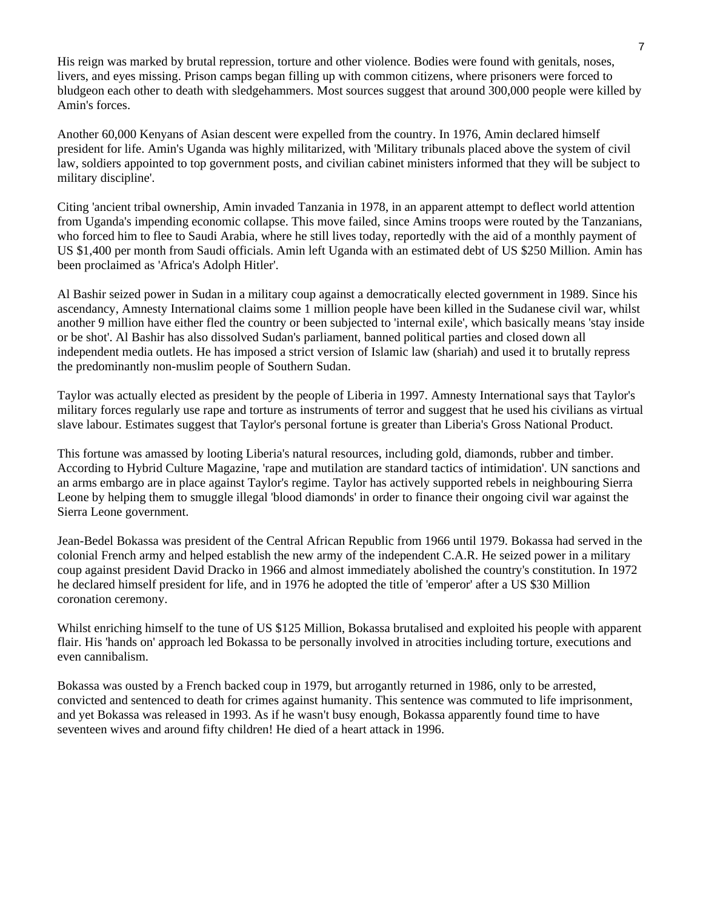His reign was marked by brutal repression, torture and other violence. Bodies were found with genitals, noses, livers, and eyes missing. Prison camps began filling up with common citizens, where prisoners were forced to bludgeon each other to death with sledgehammers. Most sources suggest that around 300,000 people were killed by Amin's forces.

Another 60,000 Kenyans of Asian descent were expelled from the country. In 1976, Amin declared himself president for life. Amin's Uganda was highly militarized, with 'Military tribunals placed above the system of civil law, soldiers appointed to top government posts, and civilian cabinet ministers informed that they will be subject to military discipline'.

Citing 'ancient tribal ownership, Amin invaded Tanzania in 1978, in an apparent attempt to deflect world attention from Uganda's impending economic collapse. This move failed, since Amins troops were routed by the Tanzanians, who forced him to flee to Saudi Arabia, where he still lives today, reportedly with the aid of a monthly payment of US $1,400 per month from Saudi officials. Amin left Uganda with an estimated debt of US $250 Million. Amin has been proclaimed as 'Africa's Adolph Hitler'.

Al Bashir seized power in Sudan in a military coup against a democratically elected government in 1989. Since his ascendancy, Amnesty International claims some 1 million people have been killed in the Sudanese civil war, whilst another 9 million have either fled the country or been subjected to 'internal exile', which basically means 'stay inside or be shot'. Al Bashir has also dissolved Sudan's parliament, banned political parties and closed down all independent media outlets. He has imposed a strict version of Islamic law (shariah) and used it to brutally repress the predominantly non-muslim people of Southern Sudan.

Taylor was actually elected as president by the people of Liberia in 1997. Amnesty International says that Taylor's military forces regularly use rape and torture as instruments of terror and suggest that he used his civilians as virtual slave labour. Estimates suggest that Taylor's personal fortune is greater than Liberia's Gross National Product.

This fortune was amassed by looting Liberia's natural resources, including gold, diamonds, rubber and timber. According to Hybrid Culture Magazine, 'rape and mutilation are standard tactics of intimidation'. UN sanctions and an arms embargo are in place against Taylor's regime. Taylor has actively supported rebels in neighbouring Sierra Leone by helping them to smuggle illegal 'blood diamonds' in order to finance their ongoing civil war against the Sierra Leone government.

Jean-Bedel Bokassa was president of the Central African Republic from 1966 until 1979. Bokassa had served in the colonial French army and helped establish the new army of the independent C.A.R. He seized power in a military coup against president David Dracko in 1966 and almost immediately abolished the country's constitution. In 1972 he declared himself president for life, and in 1976 he adopted the title of 'emperor' after a US $30 Million coronation ceremony.

Whilst enriching himself to the tune of US $125 Million, Bokassa brutalised and exploited his people with apparent flair. His 'hands on' approach led Bokassa to be personally involved in atrocities including torture, executions and even cannibalism.

Bokassa was ousted by a French backed coup in 1979, but arrogantly returned in 1986, only to be arrested, convicted and sentenced to death for crimes against humanity. This sentence was commuted to life imprisonment, and yet Bokassa was released in 1993. As if he wasn't busy enough, Bokassa apparently found time to have seventeen wives and around fifty children! He died of a heart attack in 1996.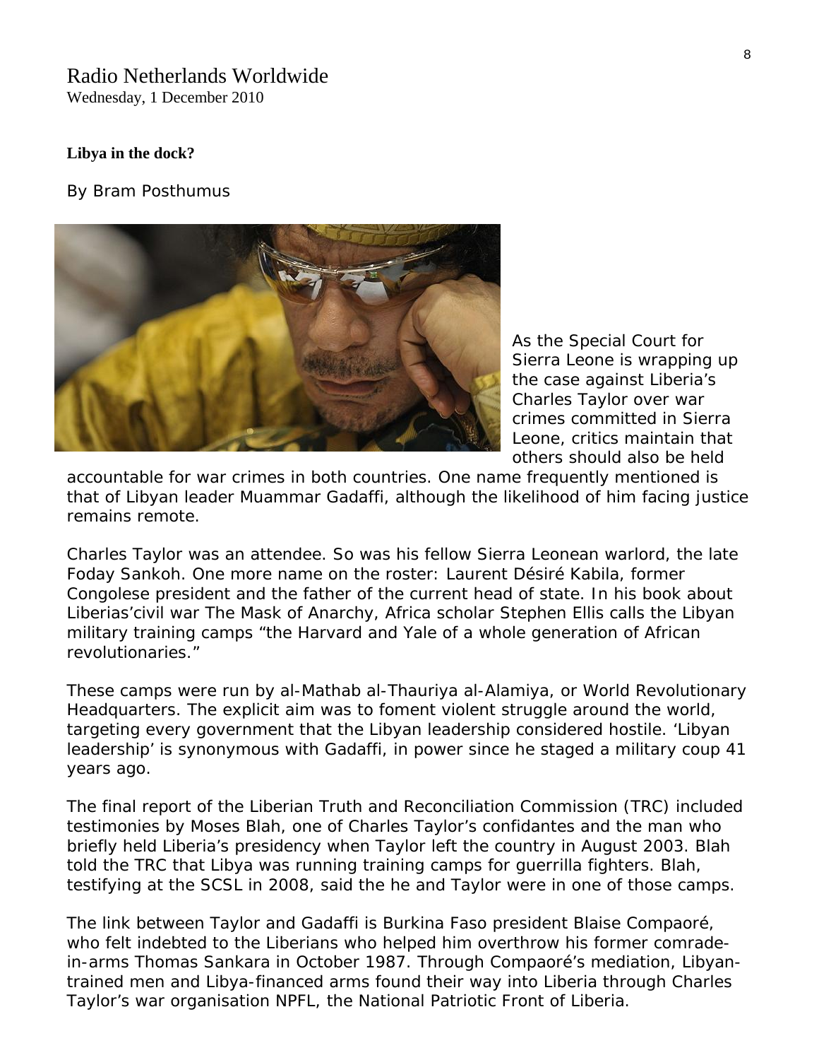Radio Netherlands Worldwide
Wednesday, 1 December 2010

**Libya in the dock?**

By Bram Posthumus

As the Special Court for Sierra Leone is wrapping up the case against Liberia's Charles Taylor over war crimes committed in Sierra Leone, critics maintain that others should also be held accountable for war crimes in both countries. One name frequently mentioned is that of Libyan leader Muammar Gadaffi, although the likelihood of him facing justice remains remote.

Charles Taylor was an attendee. So was his fellow Sierra Leonean warlord, the late Foday Sankoh. One more name on the roster: Laurent Désiré Kabila, former Congolese president and the father of the current head of state. In his book about Liberias'civil war The Mask of Anarchy, Africa scholar Stephen Ellis calls the Libyan military training camps "the Harvard and Yale of a whole generation of African revolutionaries."

These camps were run by al-Mathab al-Thauriya al-Alamiya, or World Revolutionary Headquarters. The explicit aim was to foment violent struggle around the world, targeting every government that the Libyan leadership considered hostile. 'Libyan leadership' is synonymous with Gadaffi, in power since he staged a military coup 41 years ago.

The final report of the Liberian Truth and Reconciliation Commission (TRC) included testimonies by Moses Blah, one of Charles Taylor's confidantes and the man who briefly held Liberia's presidency when Taylor left the country in August 2003. Blah told the TRC that Libya was running training camps for guerrilla fighters. Blah, testifying at the SCSL in 2008, said the he and Taylor were in one of those camps.

The link between Taylor and Gadaffi is Burkina Faso president Blaise Compaoré, who felt indebted to the Liberians who helped him overthrow his former comrade-in-arms Thomas Sankara in October 1987. Through Compaoré's mediation, Libyan-trained men and Libya-financed arms found their way into Liberia through Charles Taylor's war organisation NPFL, the National Patriotic Front of Liberia.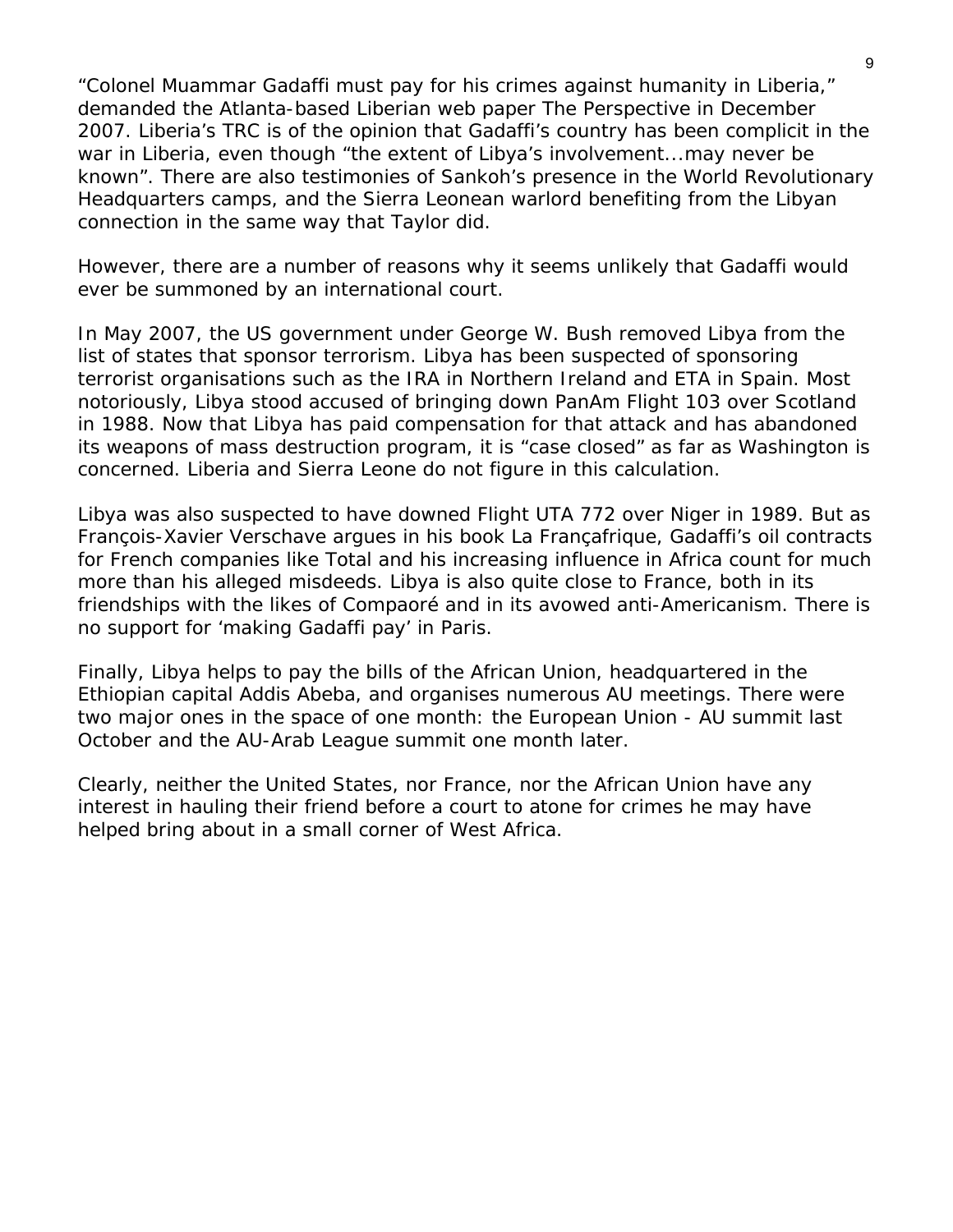“Colonel Muammar Gadaffi must pay for his crimes against humanity in Liberia,” demanded the Atlanta-based Liberian web paper The Perspective in December 2007. Liberia’s TRC is of the opinion that Gadaffi’s country has been complicit in the war in Liberia, even though “the extent of Libya’s involvement...may never be known”. There are also testimonies of Sankoh’s presence in the World Revolutionary Headquarters camps, and the Sierra Leonean warlord benefiting from the Libyan connection in the same way that Taylor did.

However, there are a number of reasons why it seems unlikely that Gadaffi would ever be summoned by an international court.

In May 2007, the US government under George W. Bush removed Libya from the list of states that sponsor terrorism. Libya has been suspected of sponsoring terrorist organisations such as the IRA in Northern Ireland and ETA in Spain. Most notoriously, Libya stood accused of bringing down PanAm Flight 103 over Scotland in 1988. Now that Libya has paid compensation for that attack and has abandoned its weapons of mass destruction program, it is “case closed” as far as Washington is concerned. Liberia and Sierra Leone do not figure in this calculation.

Libya was also suspected to have downed Flight UTA 772 over Niger in 1989. But as François-Xavier Verschave argues in his book La Françafrique, Gadaffi’s oil contracts for French companies like Total and his increasing influence in Africa count for much more than his alleged misdeeds. Libya is also quite close to France, both in its friendships with the likes of Compaoré and in its avowed anti-Americanism. There is no support for ‘making Gadaffi pay’ in Paris.

Finally, Libya helps to pay the bills of the African Union, headquartered in the Ethiopian capital Addis Abeba, and organises numerous AU meetings. There were two major ones in the space of one month: the European Union - AU summit last October and the AU-Arab League summit one month later.

Clearly, neither the United States, nor France, nor the African Union have any interest in hauling their friend before a court to atone for crimes he may have helped bring about in a small corner of West Africa.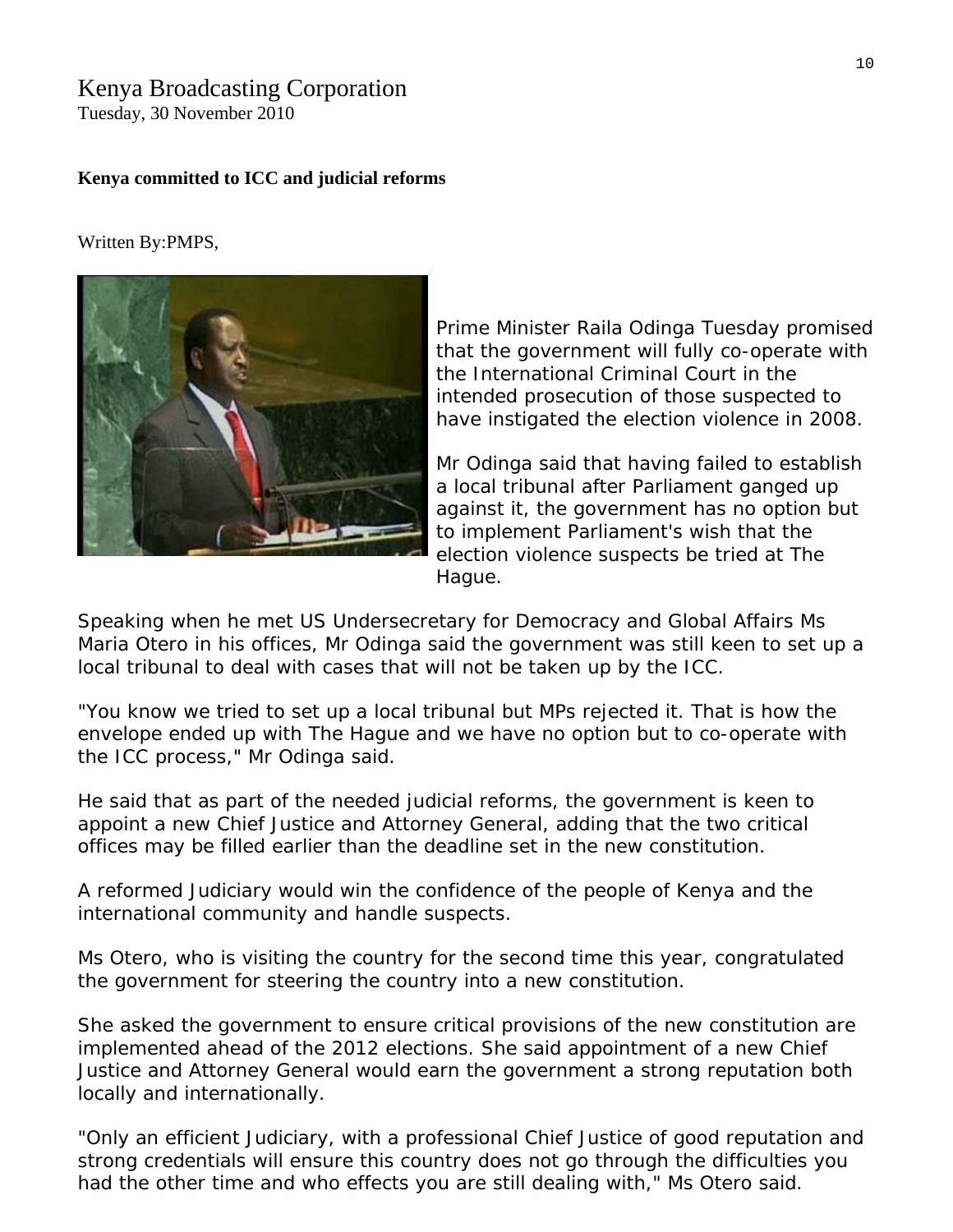Kenya Broadcasting Corporation
Tuesday, 30 November 2010

**Kenya committed to ICC and judicial reforms**

Written By:PMPS,

Prime Minister Raila Odinga Tuesday promised that the government will fully co-operate with the International Criminal Court in the intended prosecution of those suspected to have instigated the election violence in 2008.

Mr Odinga said that having failed to establish a local tribunal after Parliament ganged up against it, the government has no option but to implement Parliament's wish that the election violence suspects be tried at The Hague.

Speaking when he met US Undersecretary for Democracy and Global Affairs Ms Maria Otero in his offices, Mr Odinga said the government was still keen to set up a local tribunal to deal with cases that will not be taken up by the ICC.

"You know we tried to set up a local tribunal but MPs rejected it. That is how the envelope ended up with The Hague and we have no option but to co-operate with the ICC process," Mr Odinga said.

He said that as part of the needed judicial reforms, the government is keen to appoint a new Chief Justice and Attorney General, adding that the two critical offices may be filled earlier than the deadline set in the new constitution.

A reformed Judiciary would win the confidence of the people of Kenya and the international community and handle suspects.

Ms Otero, who is visiting the country for the second time this year, congratulated the government for steering the country into a new constitution.

She asked the government to ensure critical provisions of the new constitution are implemented ahead of the 2012 elections. She said appointment of a new Chief Justice and Attorney General would earn the government a strong reputation both locally and internationally.

"Only an efficient Judiciary, with a professional Chief Justice of good reputation and strong credentials will ensure this country does not go through the difficulties you had the other time and who effects you are still dealing with," Ms Otero said.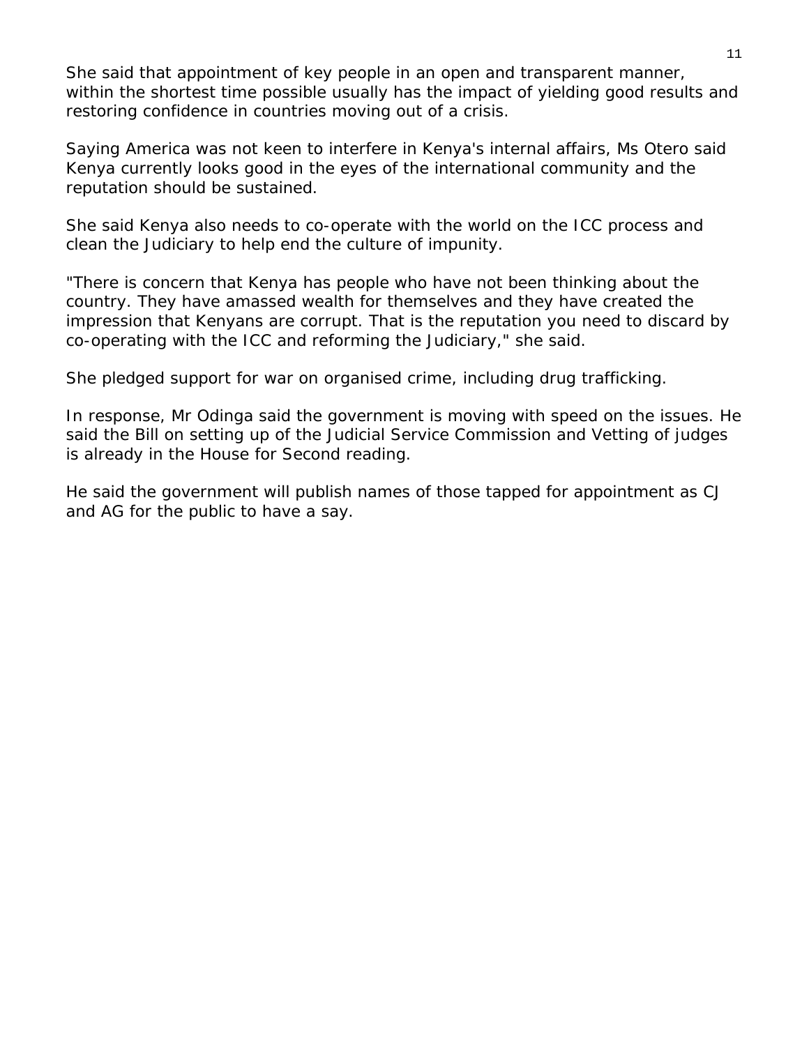She said that appointment of key people in an open and transparent manner, within the shortest time possible usually has the impact of yielding good results and restoring confidence in countries moving out of a crisis.

Saying America was not keen to interfere in Kenya's internal affairs, Ms Otero said Kenya currently looks good in the eyes of the international community and the reputation should be sustained.

She said Kenya also needs to co-operate with the world on the ICC process and clean the Judiciary to help end the culture of impunity.

"There is concern that Kenya has people who have not been thinking about the country. They have amassed wealth for themselves and they have created the impression that Kenyans are corrupt. That is the reputation you need to discard by co-operating with the ICC and reforming the Judiciary," she said.

She pledged support for war on organised crime, including drug trafficking.

In response, Mr Odinga said the government is moving with speed on the issues. He said the Bill on setting up of the Judicial Service Commission and Vetting of judges is already in the House for Second reading.

He said the government will publish names of those tapped for appointment as CJ and AG for the public to have a say.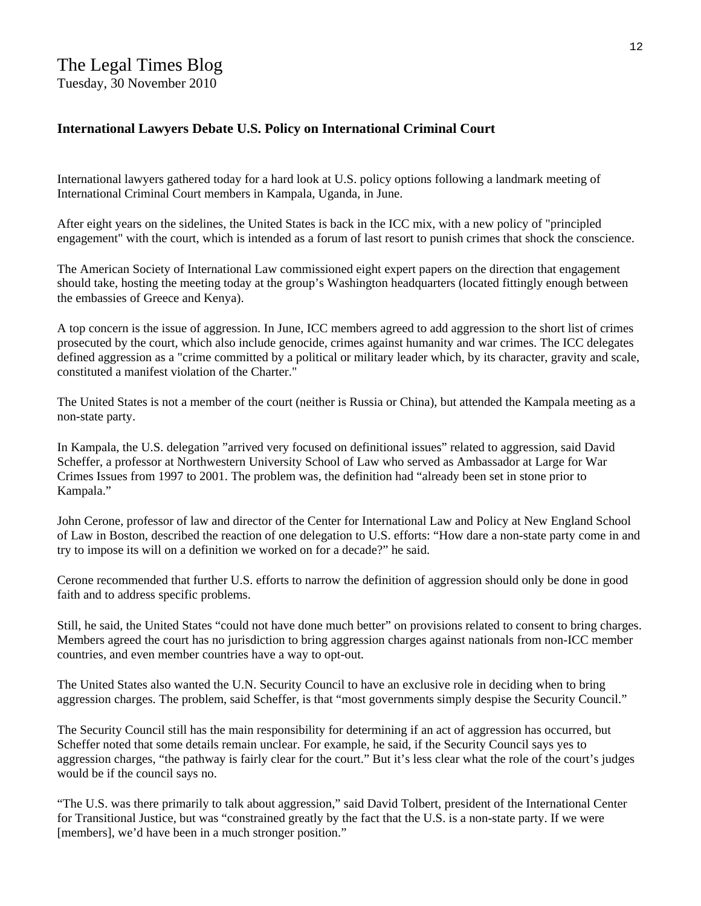# The Legal Times Blog

Tuesday, 30 November 2010

**International Lawyers Debate U.S. Policy on International Criminal Court**

International lawyers gathered today for a hard look at U.S. policy options following a landmark meeting of International Criminal Court members in Kampala, Uganda, in June.

After eight years on the sidelines, the United States is back in the ICC mix, with a new policy of "principled engagement" with the court, which is intended as a forum of last resort to punish crimes that shock the conscience.

The American Society of International Law commissioned eight expert papers on the direction that engagement should take, hosting the meeting today at the group's Washington headquarters (located fittingly enough between the embassies of Greece and Kenya).

A top concern is the issue of aggression. In June, ICC members agreed to add aggression to the short list of crimes prosecuted by the court, which also include genocide, crimes against humanity and war crimes. The ICC delegates defined aggression as a "crime committed by a political or military leader which, by its character, gravity and scale, constituted a manifest violation of the Charter."

The United States is not a member of the court (neither is Russia or China), but attended the Kampala meeting as a non-state party.

In Kampala, the U.S. delegation "arrived very focused on definitional issues" related to aggression, said David Scheffer, a professor at Northwestern University School of Law who served as Ambassador at Large for War Crimes Issues from 1997 to 2001. The problem was, the definition had "already been set in stone prior to Kampala."

John Cerone, professor of law and director of the Center for International Law and Policy at New England School of Law in Boston, described the reaction of one delegation to U.S. efforts: "How dare a non-state party come in and try to impose its will on a definition we worked on for a decade?" he said.

Cerone recommended that further U.S. efforts to narrow the definition of aggression should only be done in good faith and to address specific problems.

Still, he said, the United States "could not have done much better" on provisions related to consent to bring charges. Members agreed the court has no jurisdiction to bring aggression charges against nationals from non-ICC member countries, and even member countries have a way to opt-out.

The United States also wanted the U.N. Security Council to have an exclusive role in deciding when to bring aggression charges. The problem, said Scheffer, is that "most governments simply despise the Security Council."

The Security Council still has the main responsibility for determining if an act of aggression has occurred, but Scheffer noted that some details remain unclear. For example, he said, if the Security Council says yes to aggression charges, "the pathway is fairly clear for the court." But it's less clear what the role of the court's judges would be if the council says no.

"The U.S. was there primarily to talk about aggression," said David Tolbert, president of the International Center for Transitional Justice, but was "constrained greatly by the fact that the U.S. is a non-state party. If we were [members], we'd have been in a much stronger position."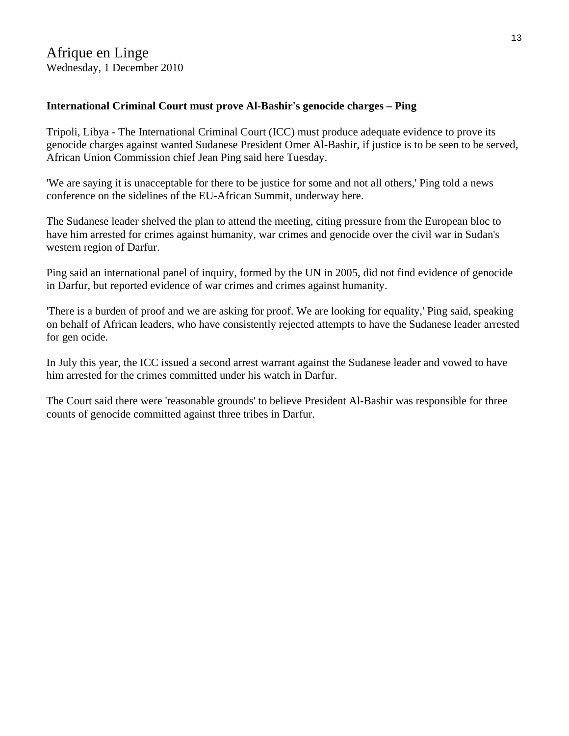Afrique en Linge
Wednesday, 1 December 2010

**International Criminal Court must prove Al-Bashir's genocide charges – Ping**

Tripoli, Libya - The International Criminal Court (ICC) must produce adequate evidence to prove its genocide charges against wanted Sudanese President Omer Al-Bashir, if justice is to be seen to be served, African Union Commission chief Jean Ping said here Tuesday.

'We are saying it is unacceptable for there to be justice for some and not all others,' Ping told a news conference on the sidelines of the EU-African Summit, underway here.

The Sudanese leader shelved the plan to attend the meeting, citing pressure from the European bloc to have him arrested for crimes against humanity, war crimes and genocide over the civil war in Sudan's western region of Darfur.

Ping said an international panel of inquiry, formed by the UN in 2005, did not find evidence of genocide in Darfur, but reported evidence of war crimes and crimes against humanity.

'There is a burden of proof and we are asking for proof. We are looking for equality,' Ping said, speaking on behalf of African leaders, who have consistently rejected attempts to have the Sudanese leader arrested for gen ocide.

In July this year, the ICC issued a second arrest warrant against the Sudanese leader and vowed to have him arrested for the crimes committed under his watch in Darfur.

The Court said there were 'reasonable grounds' to believe President Al-Bashir was responsible for three counts of genocide committed against three tribes in Darfur.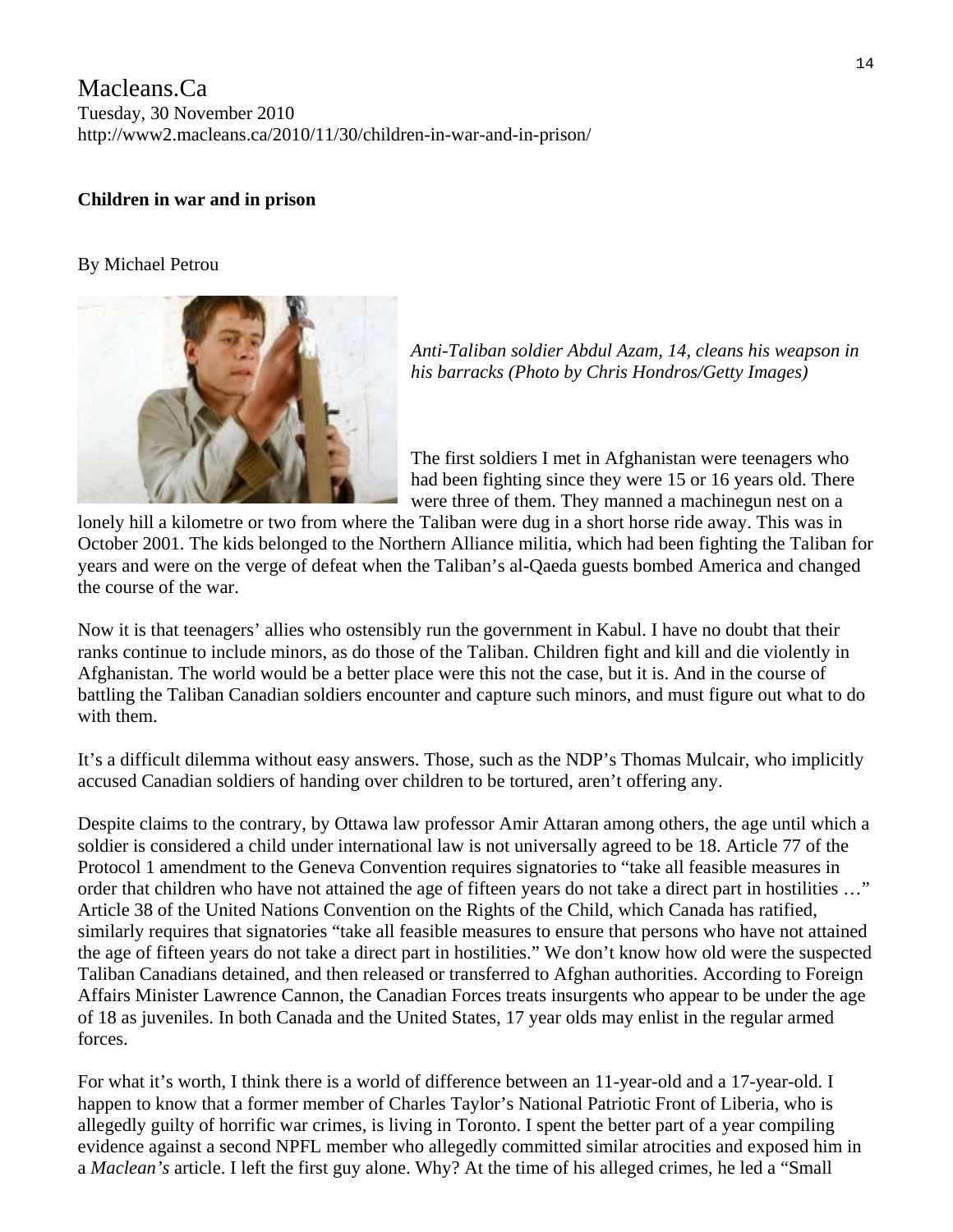Macleans.Ca
Tuesday, 30 November 2010
http://www2.macleans.ca/2010/11/30/children-in-war-and-in-prison/

**Children in war and in prison**

By Michael Petrou

*Anti-Taliban soldier Abdul Azam, 14, cleans his weapson in his barracks (Photo by Chris Hondros/Getty Images)*

The first soldiers I met in Afghanistan were teenagers who had been fighting since they were 15 or 16 years old. There were three of them. They manned a machinegun nest on a lonely hill a kilometre or two from where the Taliban were dug in a short horse ride away. This was in October 2001. The kids belonged to the Northern Alliance militia, which had been fighting the Taliban for years and were on the verge of defeat when the Taliban's al-Qaeda guests bombed America and changed the course of the war.

Now it is that teenagers' allies who ostensibly run the government in Kabul. I have no doubt that their ranks continue to include minors, as do those of the Taliban. Children fight and kill and die violently in Afghanistan. The world would be a better place were this not the case, but it is. And in the course of battling the Taliban Canadian soldiers encounter and capture such minors, and must figure out what to do with them.

It's a difficult dilemma without easy answers. Those, such as the NDP's Thomas Mulcair, who implicitly accused Canadian soldiers of handing over children to be tortured, aren't offering any.

Despite claims to the contrary, by Ottawa law professor Amir Attaran among others, the age until which a soldier is considered a child under international law is not universally agreed to be 18. Article 77 of the Protocol 1 amendment to the Geneva Convention requires signatories to "take all feasible measures in order that children who have not attained the age of fifteen years do not take a direct part in hostilities …" Article 38 of the United Nations Convention on the Rights of the Child, which Canada has ratified, similarly requires that signatories "take all feasible measures to ensure that persons who have not attained the age of fifteen years do not take a direct part in hostilities." We don't know how old were the suspected Taliban Canadians detained, and then released or transferred to Afghan authorities. According to Foreign Affairs Minister Lawrence Cannon, the Canadian Forces treats insurgents who appear to be under the age of 18 as juveniles. In both Canada and the United States, 17 year olds may enlist in the regular armed forces.

For what it's worth, I think there is a world of difference between an 11-year-old and a 17-year-old. I happen to know that a former member of Charles Taylor's National Patriotic Front of Liberia, who is allegedly guilty of horrific war crimes, is living in Toronto. I spent the better part of a year compiling evidence against a second NPFL member who allegedly committed similar atrocities and exposed him in a *Maclean's* article. I left the first guy alone. Why? At the time of his alleged crimes, he led a "Small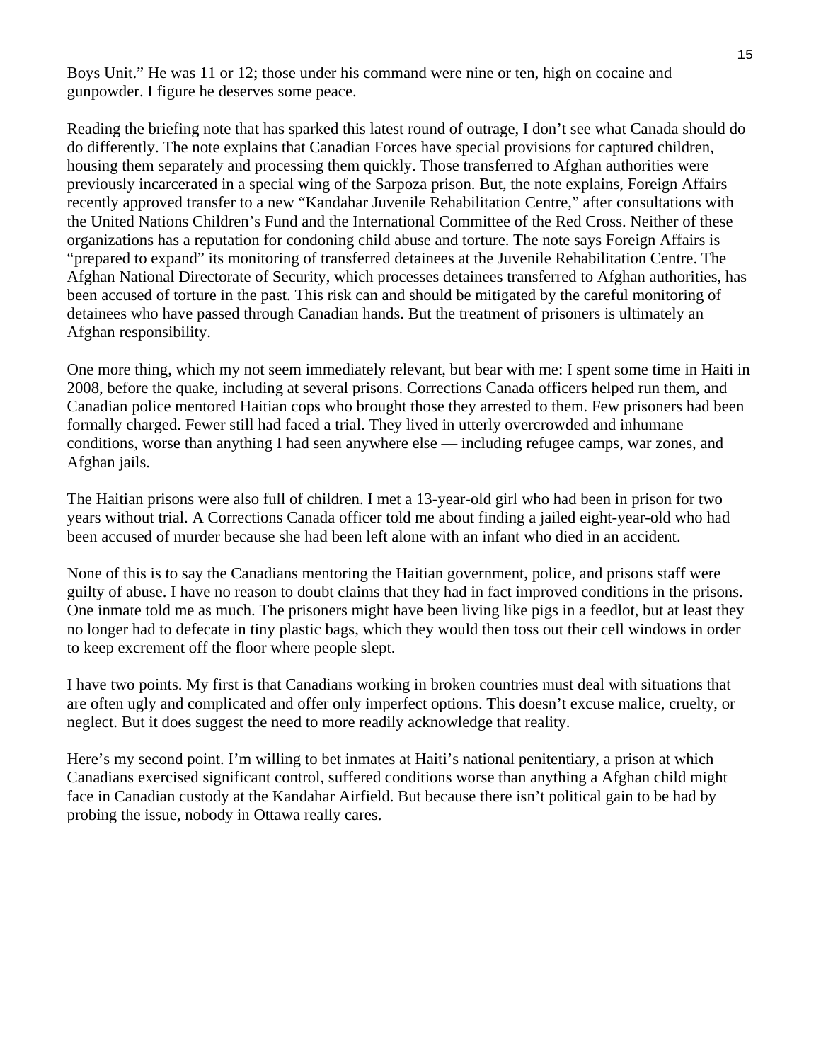Boys Unit." He was 11 or 12; those under his command were nine or ten, high on cocaine and gunpowder. I figure he deserves some peace.

Reading the briefing note that has sparked this latest round of outrage, I don't see what Canada should do do differently. The note explains that Canadian Forces have special provisions for captured children, housing them separately and processing them quickly. Those transferred to Afghan authorities were previously incarcerated in a special wing of the Sarpoza prison. But, the note explains, Foreign Affairs recently approved transfer to a new "Kandahar Juvenile Rehabilitation Centre," after consultations with the United Nations Children's Fund and the International Committee of the Red Cross. Neither of these organizations has a reputation for condoning child abuse and torture. The note says Foreign Affairs is "prepared to expand" its monitoring of transferred detainees at the Juvenile Rehabilitation Centre. The Afghan National Directorate of Security, which processes detainees transferred to Afghan authorities, has been accused of torture in the past. This risk can and should be mitigated by the careful monitoring of detainees who have passed through Canadian hands. But the treatment of prisoners is ultimately an Afghan responsibility.

One more thing, which my not seem immediately relevant, but bear with me: I spent some time in Haiti in 2008, before the quake, including at several prisons. Corrections Canada officers helped run them, and Canadian police mentored Haitian cops who brought those they arrested to them. Few prisoners had been formally charged. Fewer still had faced a trial. They lived in utterly overcrowded and inhumane conditions, worse than anything I had seen anywhere else — including refugee camps, war zones, and Afghan jails.

The Haitian prisons were also full of children. I met a 13-year-old girl who had been in prison for two years without trial. A Corrections Canada officer told me about finding a jailed eight-year-old who had been accused of murder because she had been left alone with an infant who died in an accident.

None of this is to say the Canadians mentoring the Haitian government, police, and prisons staff were guilty of abuse. I have no reason to doubt claims that they had in fact improved conditions in the prisons. One inmate told me as much. The prisoners might have been living like pigs in a feedlot, but at least they no longer had to defecate in tiny plastic bags, which they would then toss out their cell windows in order to keep excrement off the floor where people slept.

I have two points. My first is that Canadians working in broken countries must deal with situations that are often ugly and complicated and offer only imperfect options. This doesn't excuse malice, cruelty, or neglect. But it does suggest the need to more readily acknowledge that reality.

Here's my second point. I'm willing to bet inmates at Haiti's national penitentiary, a prison at which Canadians exercised significant control, suffered conditions worse than anything a Afghan child might face in Canadian custody at the Kandahar Airfield. But because there isn't political gain to be had by probing the issue, nobody in Ottawa really cares.